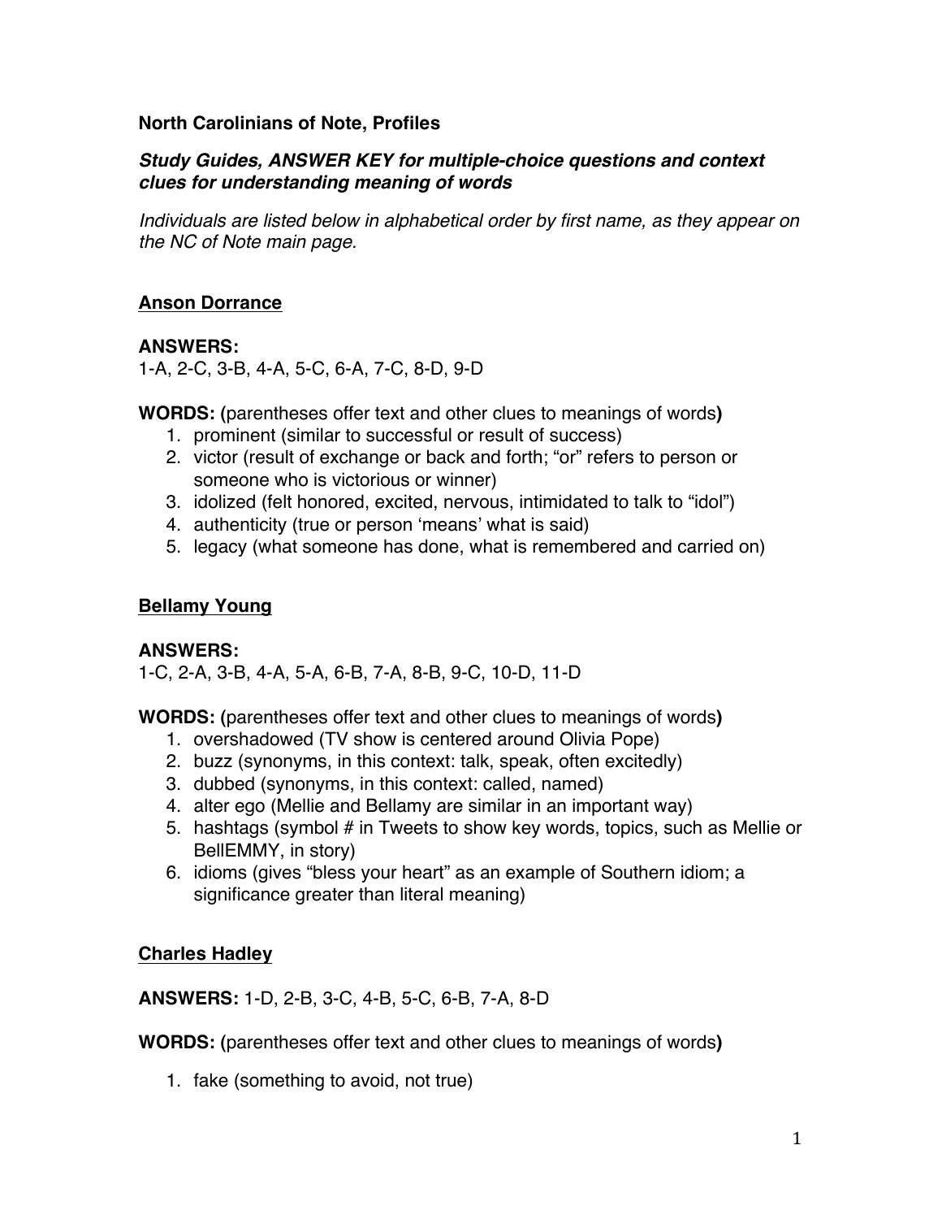**North Carolinians of Note, Profiles**

***Study Guides, ANSWER KEY for multiple-choice questions and context clues for understanding meaning of words***

*Individuals are listed below in alphabetical order by first name, as they appear on the NC of Note main page.*

## Anson Dorrance

**ANSWERS:**
1-A, 2-C, 3-B, 4-A, 5-C, 6-A, 7-C, 8-D, 9-D

**WORDS: (**parentheses offer text and other clues to meanings of words**)**

1. prominent (similar to successful or result of success)
2. victor (result of exchange or back and forth; "or" refers to person or someone who is victorious or winner)
3. idolized (felt honored, excited, nervous, intimidated to talk to "idol")
4. authenticity (true or person 'means' what is said)
5. legacy (what someone has done, what is remembered and carried on)

## Bellamy Young

**ANSWERS:**
1-C, 2-A, 3-B, 4-A, 5-A, 6-B, 7-A, 8-B, 9-C, 10-D, 11-D

**WORDS: (**parentheses offer text and other clues to meanings of words**)**

1. overshadowed (TV show is centered around Olivia Pope)
2. buzz (synonyms, in this context: talk, speak, often excitedly)
3. dubbed (synonyms, in this context: called, named)
4. alter ego (Mellie and Bellamy are similar in an important way)
5. hashtags (symbol # in Tweets to show key words, topics, such as Mellie or BellEMMY, in story)
6. idioms (gives "bless your heart" as an example of Southern idiom; a significance greater than literal meaning)

## Charles Hadley

**ANSWERS:** 1-D, 2-B, 3-C, 4-B, 5-C, 6-B, 7-A, 8-D

**WORDS: (**parentheses offer text and other clues to meanings of words**)**

1. fake (something to avoid, not true)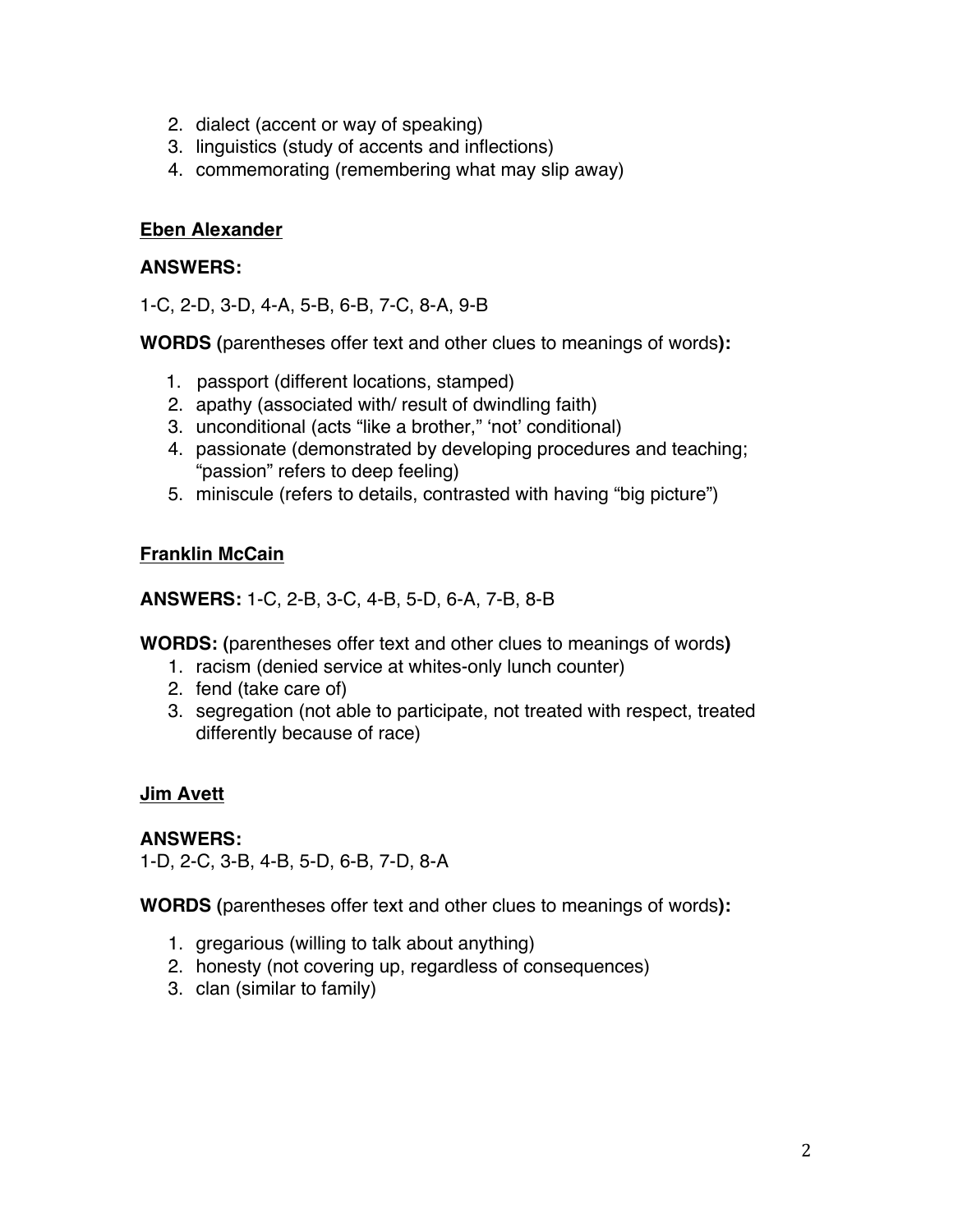2. dialect (accent or way of speaking)
3. linguistics (study of accents and inflections)
4. commemorating (remembering what may slip away)

**Eben Alexander**

**ANSWERS:**

1-C, 2-D, 3-D, 4-A, 5-B, 6-B, 7-C, 8-A, 9-B

**WORDS (**parentheses offer text and other clues to meanings of words**):**

1. passport (different locations, stamped)
2. apathy (associated with/ result of dwindling faith)
3. unconditional (acts "like a brother," 'not' conditional)
4. passionate (demonstrated by developing procedures and teaching; "passion" refers to deep feeling)
5. miniscule (refers to details, contrasted with having "big picture")

**Franklin McCain**

**ANSWERS:** 1-C, 2-B, 3-C, 4-B, 5-D, 6-A, 7-B, 8-B

**WORDS: (**parentheses offer text and other clues to meanings of words**)**

1. racism (denied service at whites-only lunch counter)
2. fend (take care of)
3. segregation (not able to participate, not treated with respect, treated differently because of race)

**Jim Avett**

**ANSWERS:**

1-D, 2-C, 3-B, 4-B, 5-D, 6-B, 7-D, 8-A

**WORDS (**parentheses offer text and other clues to meanings of words**):**

1. gregarious (willing to talk about anything)
2. honesty (not covering up, regardless of consequences)
3. clan (similar to family)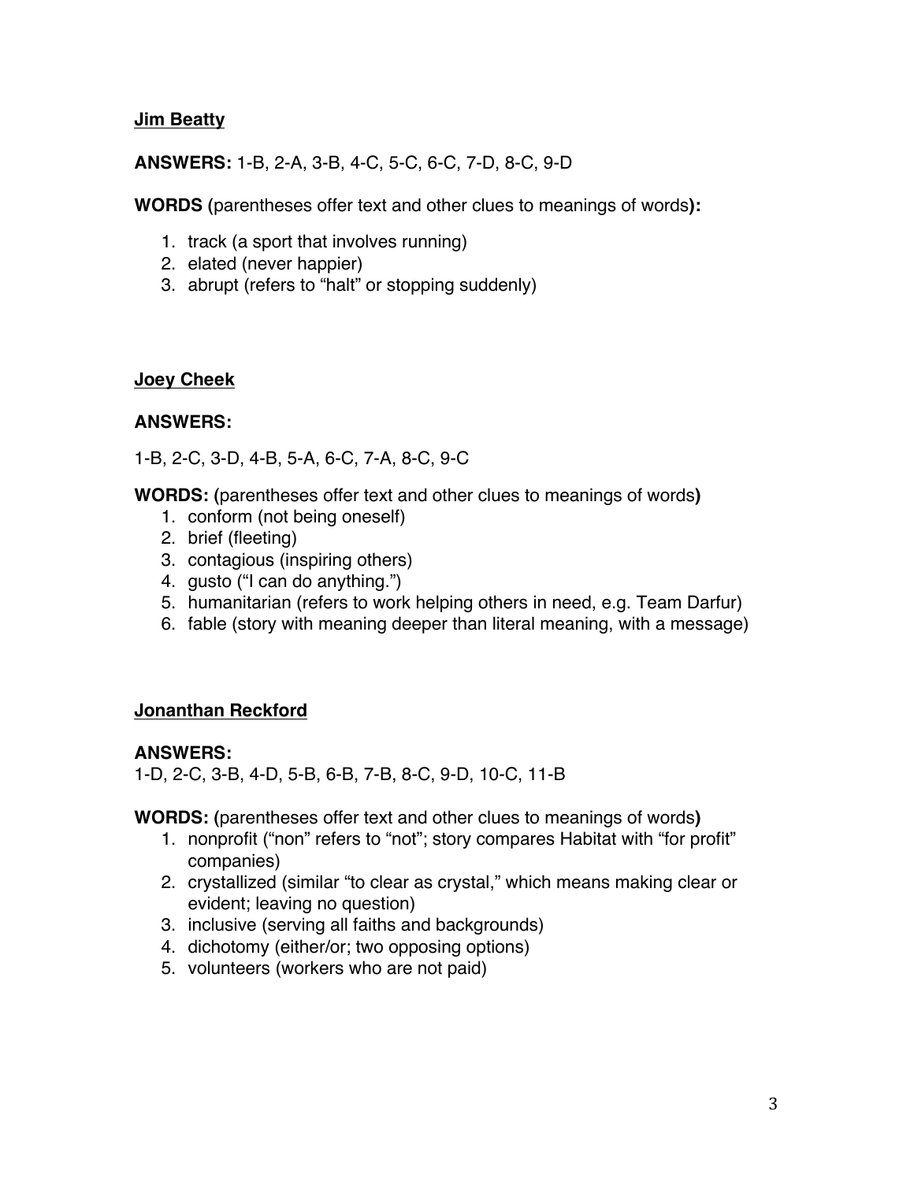**Jim Beatty**

**ANSWERS:** 1-B, 2-A, 3-B, 4-C, 5-C, 6-C, 7-D, 8-C, 9-D

**WORDS (**parentheses offer text and other clues to meanings of words**):**

1. track (a sport that involves running)
2. elated (never happier)
3. abrupt (refers to "halt" or stopping suddenly)

**Joey Cheek**

**ANSWERS:**

1-B, 2-C, 3-D, 4-B, 5-A, 6-C, 7-A, 8-C, 9-C

**WORDS: (**parentheses offer text and other clues to meanings of words**)**

1. conform (not being oneself)
2. brief (fleeting)
3. contagious (inspiring others)
4. gusto ("I can do anything.")
5. humanitarian (refers to work helping others in need, e.g. Team Darfur)
6. fable (story with meaning deeper than literal meaning, with a message)

**Jonanthan Reckford**

**ANSWERS:**
1-D, 2-C, 3-B, 4-D, 5-B, 6-B, 7-B, 8-C, 9-D, 10-C, 11-B

**WORDS: (**parentheses offer text and other clues to meanings of words**)**

1. nonprofit ("non" refers to "not"; story compares Habitat with "for profit" companies)
2. crystallized (similar "to clear as crystal," which means making clear or evident; leaving no question)
3. inclusive (serving all faiths and backgrounds)
4. dichotomy (either/or; two opposing options)
5. volunteers (workers who are not paid)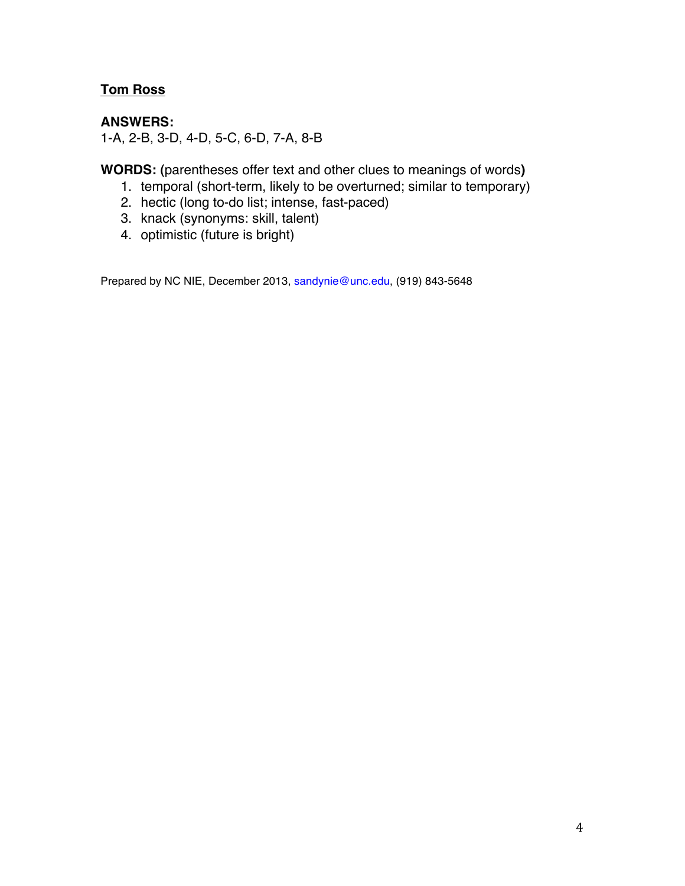**<u>Tom Ross</u>**

**ANSWERS:**

1-A, 2-B, 3-D, 4-D, 5-C, 6-D, 7-A, 8-B

**WORDS: (**parentheses offer text and other clues to meanings of words**)**

1. temporal (short-term, likely to be overturned; similar to temporary)
2. hectic (long to-do list; intense, fast-paced)
3. knack (synonyms: skill, talent)
4. optimistic (future is bright)

Prepared by NC NIE, December 2013, sandynie@unc.edu, (919) 843-5648